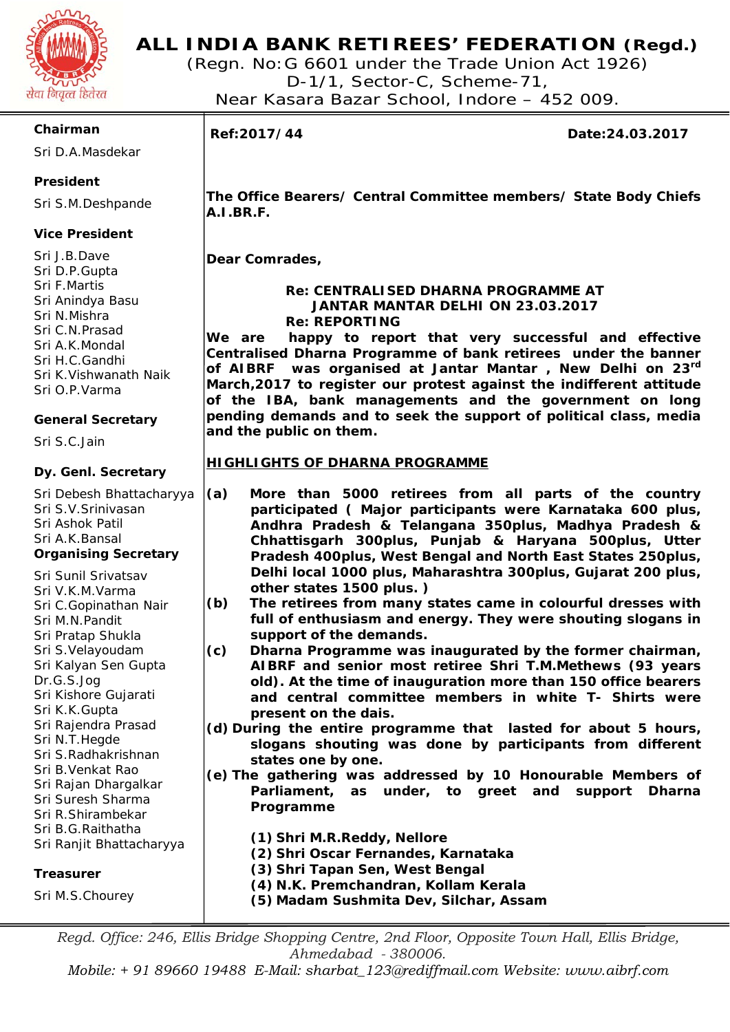# ALL INDIA BANK RETIREES' FEDERATION (Regd.)

(Regn. No:G 6601 under the Trade Union Act 1926)
D-1/1, Sector-C, Scheme-71,
Near Kasara Bazar School, Indore – 452 009.

सेवा निवृत्त हितरत

**Chairman**
Sri D.A.Masdekar

**President**
Sri S.M.Deshpande

**Vice President**
Sri J.B.Dave
Sri D.P.Gupta
Sri F.Martis
Sri Anindya Basu
Sri N.Mishra
Sri C.N.Prasad
Sri A.K.Mondal
Sri H.C.Gandhi
Sri K.Vishwanath Naik
Sri O.P.Varma

**General Secretary**
Sri S.C.Jain

**Dy. Genl. Secretary**
Sri Debesh Bhattacharyya
Sri S.V.Srinivasan
Sri Ashok Patil
Sri A.K.Bansal

**Organising Secretary**
Sri Sunil Srivatsav
Sri V.K.M.Varma
Sri C.Gopinathan Nair
Sri M.N.Pandit
Sri Pratap Shukla
Sri S.Velayoudam
Sri Kalyan Sen Gupta
Dr.G.S.Jog
Sri Kishore Gujarati
Sri K.K.Gupta
Sri Rajendra Prasad
Sri N.T.Hegde
Sri S.Radhakrishnan
Sri B.Venkat Rao
Sri Rajan Dhargalkar
Sri Suresh Sharma
Sri R.Shirambekar
Sri B.G.Raithatha
Sri Ranjit Bhattacharyya

**Treasurer**
Sri M.S.Chourey

---

**Ref:2017/44** **Date:24.03.2017**

**The Office Bearers/ Central Committee members/ State Body Chiefs A.I.BR.F.**

**Dear Comrades,**

**Re: CENTRALISED DHARNA PROGRAMME AT JANTAR MANTAR DELHI ON 23.03.2017**
**Re: REPORTING**

**We are happy to report that very successful and effective Centralised Dharna Programme of bank retirees under the banner of AIBRF was organised at Jantar Mantar , New Delhi on 23rd March,2017 to register our protest against the indifferent attitude of the IBA, bank managements and the government on long pending demands and to seek the support of political class, media and the public on them.**

**HIGHLIGHTS OF DHARNA PROGRAMME**

**(a) More than 5000 retirees from all parts of the country participated ( Major participants were Karnataka 600 plus, Andhra Pradesh & Telangana 350plus, Madhya Pradesh & Chhattisgarh 300plus, Punjab & Haryana 500plus, Utter Pradesh 400plus, West Bengal and North East States 250plus, Delhi local 1000 plus, Maharashtra 300plus, Gujarat 200 plus, other states 1500 plus. )**

**(b) The retirees from many states came in colourful dresses with full of enthusiasm and energy. They were shouting slogans in support of the demands.**

**(c) Dharna Programme was inaugurated by the former chairman, AIBRF and senior most retiree Shri T.M.Methews (93 years old). At the time of inauguration more than 150 office bearers and central committee members in white T- Shirts were present on the dais.**

**(d) During the entire programme that lasted for about 5 hours, slogans shouting was done by participants from different states one by one.**

**(e) The gathering was addressed by 10 Honourable Members of Parliament, as under, to greet and support Dharna Programme**

**(1) Shri M.R.Reddy, Nellore**
**(2) Shri Oscar Fernandes, Karnataka**
**(3) Shri Tapan Sen, West Bengal**
**(4) N.K. Premchandran, Kollam Kerala**
**(5) Madam Sushmita Dev, Silchar, Assam**

*Regd. Office: 246, Ellis Bridge Shopping Centre, 2nd Floor, Opposite Town Hall, Ellis Bridge, Ahmedabad - 380006.*
*Mobile: + 91 89660 19488 E-Mail: sharbat_123@rediffmail.com Website: www.aibrf.com*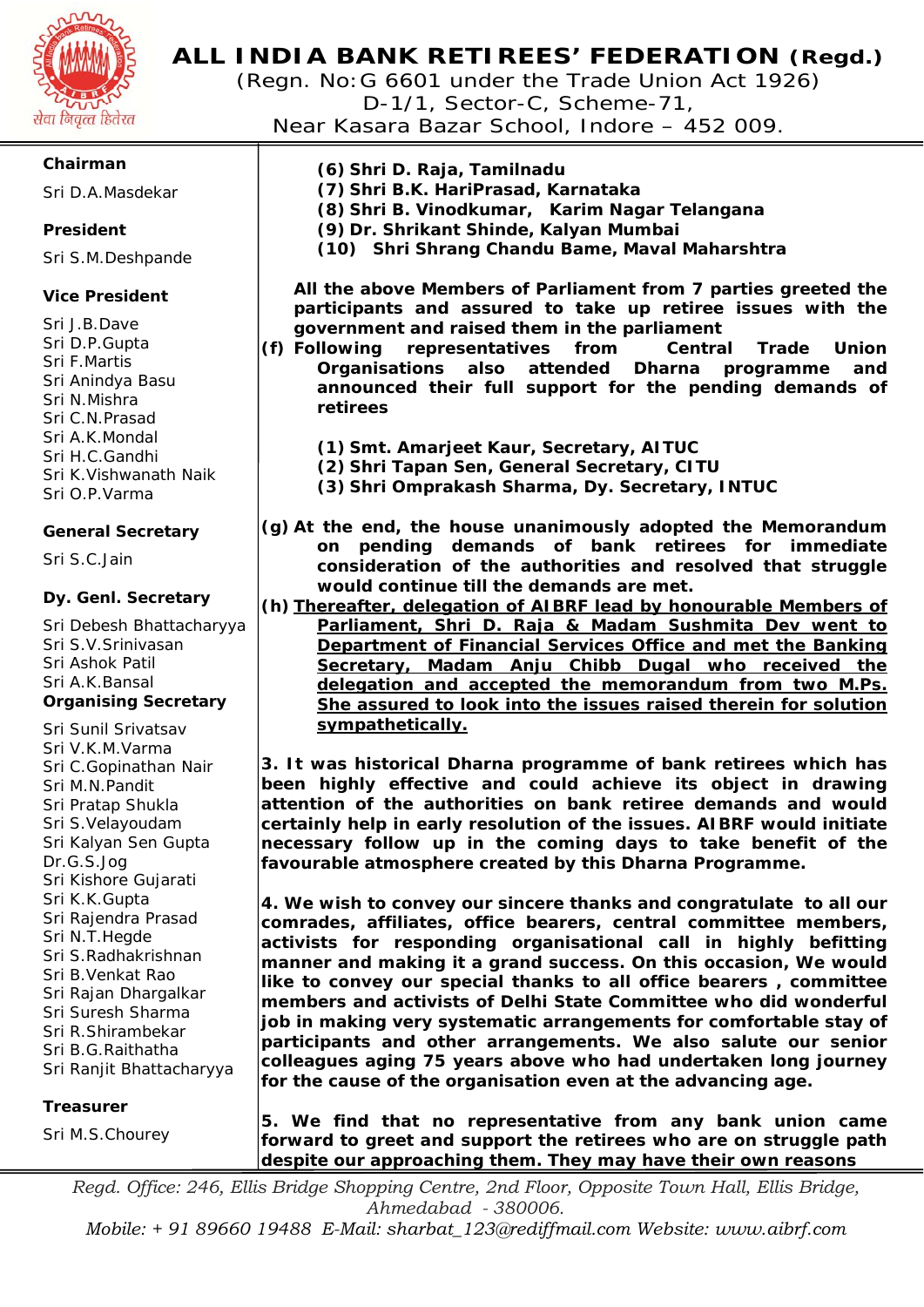# ALL INDIA BANK RETIREES' FEDERATION (Regd.)

(Regn. No:G 6601 under the Trade Union Act 1926)
D-1/1, Sector-C, Scheme-71,
Near Kasara Bazar School, Indore – 452 009.

**Chairman**

Sri D.A.Masdekar

**President**

Sri S.M.Deshpande

**Vice President**

Sri J.B.Dave
Sri D.P.Gupta
Sri F.Martis
Sri Anindya Basu
Sri N.Mishra
Sri C.N.Prasad
Sri A.K.Mondal
Sri H.C.Gandhi
Sri K.Vishwanath Naik
Sri O.P.Varma

**General Secretary**

Sri S.C.Jain

**Dy. Genl. Secretary**

Sri Debesh Bhattacharyya
Sri S.V.Srinivasan
Sri Ashok Patil
Sri A.K.Bansal

**Organising Secretary**

Sri Sunil Srivatsav
Sri V.K.M.Varma
Sri C.Gopinathan Nair
Sri M.N.Pandit
Sri Pratap Shukla
Sri S.Velayoudam
Sri Kalyan Sen Gupta
Dr.G.S.Jog
Sri Kishore Gujarati
Sri K.K.Gupta
Sri Rajendra Prasad
Sri N.T.Hegde
Sri S.Radhakrishnan
Sri B.Venkat Rao
Sri Rajan Dhargalkar
Sri Suresh Sharma
Sri R.Shirambekar
Sri B.G.Raithatha
Sri Ranjit Bhattacharyya

**Treasurer**

Sri M.S.Chourey

---

**(6) Shri D. Raja, Tamilnadu**
**(7) Shri B.K. HariPrasad, Karnataka**
**(8) Shri B. Vinodkumar, Karim Nagar Telangana**
**(9) Dr. Shrikant Shinde, Kalyan Mumbai**
**(10) Shri Shrang Chandu Bame, Maval Maharshtra**

**All the above Members of Parliament from 7 parties greeted the participants and assured to take up retiree issues with the government and raised them in the parliament**

**(f) Following representatives from Central Trade Union Organisations also attended Dharna programme and announced their full support for the pending demands of retirees**

**(1) Smt. Amarjeet Kaur, Secretary, AITUC**
**(2) Shri Tapan Sen, General Secretary, CITU**
**(3) Shri Omprakash Sharma, Dy. Secretary, INTUC**

**(g) At the end, the house unanimously adopted the Memorandum on pending demands of bank retirees for immediate consideration of the authorities and resolved that struggle would continue till the demands are met.**

**(h) <u>Thereafter, delegation of AIBRF lead by honourable Members of Parliament, Shri D. Raja & Madam Sushmita Dev went to Department of Financial Services Office and met the Banking Secretary, Madam Anju Chibb Dugal who received the delegation and accepted the memorandum from two M.Ps. She assured to look into the issues raised therein for solution sympathetically.</u>**

**3. It was historical Dharna programme of bank retirees which has been highly effective and could achieve its object in drawing attention of the authorities on bank retiree demands and would certainly help in early resolution of the issues. AIBRF would initiate necessary follow up in the coming days to take benefit of the favourable atmosphere created by this Dharna Programme.**

**4. We wish to convey our sincere thanks and congratulate to all our comrades, affiliates, office bearers, central committee members, activists for responding organisational call in highly befitting manner and making it a grand success. On this occasion, We would like to convey our special thanks to all office bearers , committee members and activists of Delhi State Committee who did wonderful job in making very systematic arrangements for comfortable stay of participants and other arrangements. We also salute our senior colleagues aging 75 years above who had undertaken long journey for the cause of the organisation even at the advancing age.**

**5. We find that no representative from any bank union came forward to greet and support the retirees who are on struggle path despite our approaching them. They may have their own reasons**

*Regd. Office: 246, Ellis Bridge Shopping Centre, 2nd Floor, Opposite Town Hall, Ellis Bridge, Ahmedabad - 380006.*
*Mobile: + 91 89660 19488 E-Mail: sharbat_123@rediffmail.com Website: www.aibrf.com*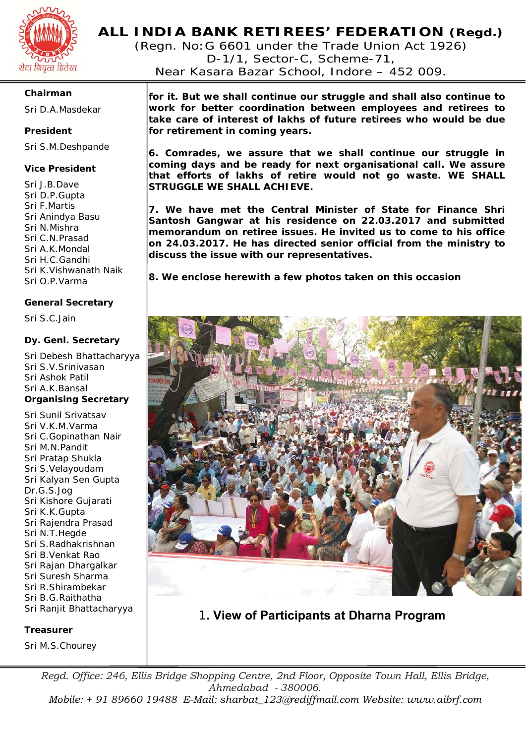# ALL INDIA BANK RETIREES' FEDERATION (Regd.)

(Regn. No:G 6601 under the Trade Union Act 1926)
D-1/1, Sector-C, Scheme-71,
Near Kasara Bazar School, Indore – 452 009.

**Chairman**

Sri D.A.Masdekar

**President**

Sri S.M.Deshpande

**Vice President**

Sri J.B.Dave
Sri D.P.Gupta
Sri F.Martis
Sri Anindya Basu
Sri N.Mishra
Sri C.N.Prasad
Sri A.K.Mondal
Sri H.C.Gandhi
Sri K.Vishwanath Naik
Sri O.P.Varma

**General Secretary**

Sri S.C.Jain

**Dy. Genl. Secretary**

Sri Debesh Bhattacharyya
Sri S.V.Srinivasan
Sri Ashok Patil
Sri A.K.Bansal

**Organising Secretary**

Sri Sunil Srivatsav
Sri V.K.M.Varma
Sri C.Gopinathan Nair
Sri M.N.Pandit
Sri Pratap Shukla
Sri S.Velayoudam
Sri Kalyan Sen Gupta
Dr.G.S.Jog
Sri Kishore Gujarati
Sri K.K.Gupta
Sri Rajendra Prasad
Sri N.T.Hegde
Sri S.Radhakrishnan
Sri B.Venkat Rao
Sri Rajan Dhargalkar
Sri Suresh Sharma
Sri R.Shirambekar
Sri B.G.Raithatha
Sri Ranjit Bhattacharyya

**Treasurer**

Sri M.S.Chourey

**for it. But we shall continue our struggle and shall also continue to work for better coordination between employees and retirees to take care of interest of lakhs of future retirees who would be due for retirement in coming years.**

**6. Comrades, we assure that we shall continue our struggle in coming days and be ready for next organisational call. We assure that efforts of lakhs of retire would not go waste. WE SHALL STRUGGLE WE SHALL ACHIEVE.**

**7. We have met the Central Minister of State for Finance Shri Santosh Gangwar at his residence on 22.03.2017 and submitted memorandum on retiree issues. He invited us to come to his office on 24.03.2017. He has directed senior official from the ministry to discuss the issue with our representatives.**

**8. We enclose herewith a few photos taken on this occasion**

1. **View of Participants at Dharna Program**

*Regd. Office: 246, Ellis Bridge Shopping Centre, 2nd Floor, Opposite Town Hall, Ellis Bridge, Ahmedabad - 380006.*
*Mobile: + 91 89660 19488 E-Mail: sharbat_123@rediffmail.com Website: www.aibrf.com*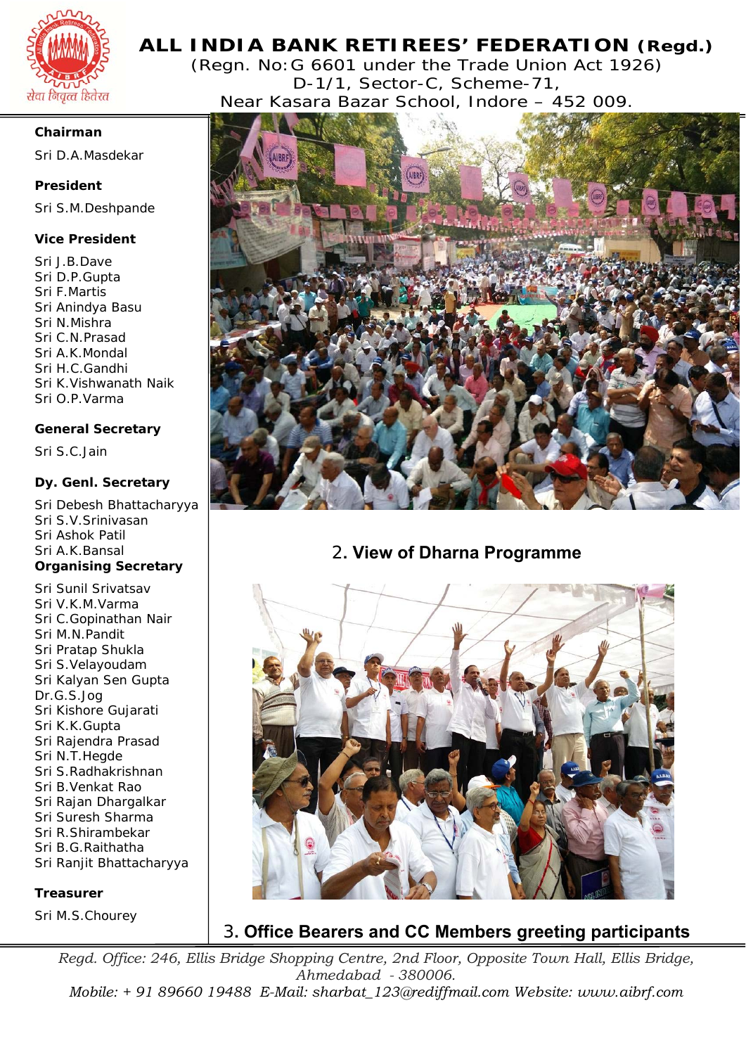# ALL INDIA BANK RETIREES' FEDERATION (Regd.)

(Regn. No:G 6601 under the Trade Union Act 1926)
D-1/1, Sector-C, Scheme-71,
Near Kasara Bazar School, Indore – 452 009.

**Chairman**

Sri D.A.Masdekar

**President**

Sri S.M.Deshpande

**Vice President**

Sri J.B.Dave
Sri D.P.Gupta
Sri F.Martis
Sri Anindya Basu
Sri N.Mishra
Sri C.N.Prasad
Sri A.K.Mondal
Sri H.C.Gandhi
Sri K.Vishwanath Naik
Sri O.P.Varma

**General Secretary**

Sri S.C.Jain

**Dy. Genl. Secretary**

Sri Debesh Bhattacharyya
Sri S.V.Srinivasan
Sri Ashok Patil
Sri A.K.Bansal

**Organising Secretary**

Sri Sunil Srivatsav
Sri V.K.M.Varma
Sri C.Gopinathan Nair
Sri M.N.Pandit
Sri Pratap Shukla
Sri S.Velayoudam
Sri Kalyan Sen Gupta
Dr.G.S.Jog
Sri Kishore Gujarati
Sri K.K.Gupta
Sri Rajendra Prasad
Sri N.T.Hegde
Sri S.Radhakrishnan
Sri B.Venkat Rao
Sri Rajan Dhargalkar
Sri Suresh Sharma
Sri R.Shirambekar
Sri B.G.Raithatha
Sri Ranjit Bhattacharyya

**Treasurer**

Sri M.S.Chourey

2. **View of Dharna Programme**

3. **Office Bearers and CC Members greeting participants**

*Regd. Office: 246, Ellis Bridge Shopping Centre, 2nd Floor, Opposite Town Hall, Ellis Bridge, Ahmedabad - 380006.*
*Mobile: + 91 89660 19488 E-Mail: sharbat_123@rediffmail.com Website: www.aibrf.com*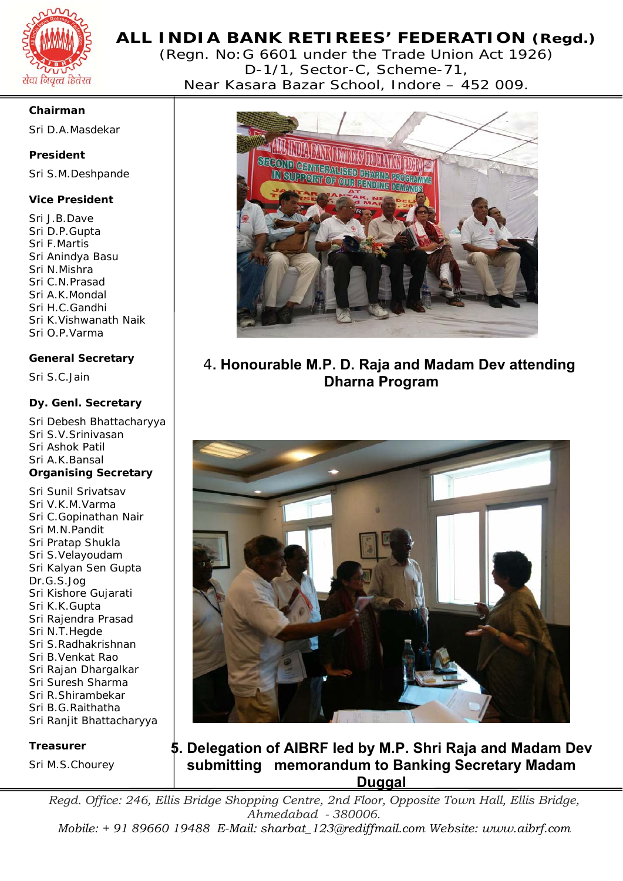# ALL INDIA BANK RETIREES' FEDERATION (Regd.)

(Regn. No:G 6601 under the Trade Union Act 1926)
D-1/1, Sector-C, Scheme-71,
Near Kasara Bazar Scool, Indore – 452 009.

**Chairman**

Sri D.A.Masdekar

**President**

Sri S.M.Deshpande

**Vice President**

Sri J.B.Dave
Sri D.P.Gupta
Sri F.Martis
Sri Anindya Basu
Sri N.Mishra
Sri C.N.Prasad
Sri A.K.Mondal
Sri H.C.Gandhi
Sri K.Vishwanath Naik
Sri O.P.Varma

**General Secretary**

Sri S.C.Jain

**Dy. Genl. Secretary**

Sri Debesh Bhattacharyya
Sri S.V.Srinivasan
Sri Ashok Patil
Sri A.K.Bansal

**Organising Secretary**

Sri Sunil Srivatsav
Sri V.K.M.Varma
Sri C.Gopinathan Nair
Sri M.N.Pandit
Sri Pratap Shukla
Sri S.Velayoudam
Sri Kalyan Sen Gupta
Dr.G.S.Jog
Sri Kishore Gujarati
Sri K.K.Gupta
Sri Rajendra Prasad
Sri N.T.Hegde
Sri S.Radhakrishnan
Sri B.Venkat Rao
Sri Rajan Dhargalkar
Sri Suresh Sharma
Sri R.Shirambekar
Sri B.G.Raithatha
Sri Ranjit Bhattacharyya

**Treasurer**

Sri M.S.Chourey

**4. Honourable M.P. D. Raja and Madam Dev attending Dharna Program**

**5. Delegation of AIBRF led by M.P. Shri Raja and Madam Dev submitting memorandum to Banking Secretary Madam Duggal**

*Regd. Office: 246, Ellis Bridge Shopping Centre, 2nd Floor, Opposite Town Hall, Ellis Bridge, Ahmedabad - 380006.*
*Mobile: + 91 89660 19488 E-Mail: sharbat_123@rediffmail.com Website: www.aibrf.com*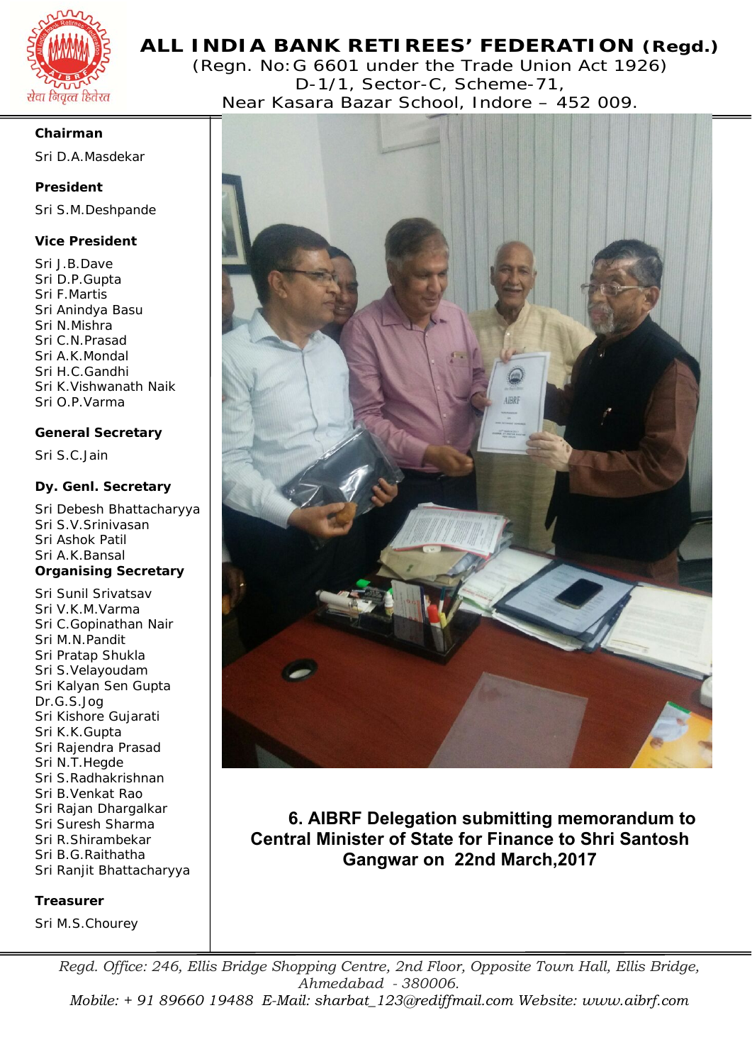# ALL INDIA BANK RETIREES' FEDERATION (Regd.)

(Regn. No:G 6601 under the Trade Union Act 1926)
D-1/1, Sector-C, Scheme-71,
Near Kasara Bazar School, Indore – 452 009.

**Chairman**

Sri D.A.Masdekar

**President**

Sri S.M.Deshpande

**Vice President**

Sri J.B.Dave
Sri D.P.Gupta
Sri F.Martis
Sri Anindya Basu
Sri N.Mishra
Sri C.N.Prasad
Sri A.K.Mondal
Sri H.C.Gandhi
Sri K.Vishwanath Naik
Sri O.P.Varma

**General Secretary**

Sri S.C.Jain

**Dy. Genl. Secretary**

Sri Debesh Bhattacharyya
Sri S.V.Srinivasan
Sri Ashok Patil
Sri A.K.Bansal

**Organising Secretary**

Sri Sunil Srivatsav
Sri V.K.M.Varma
Sri C.Gopinathan Nair
Sri M.N.Pandit
Sri Pratap Shukla
Sri S.Velayoudam
Sri Kalyan Sen Gupta
Dr.G.S.Jog
Sri Kishore Gujarati
Sri K.K.Gupta
Sri Rajendra Prasad
Sri N.T.Hegde
Sri S.Radhakrishnan
Sri B.Venkat Rao
Sri Rajan Dhargalkar
Sri Suresh Sharma
Sri R.Shirambekar
Sri B.G.Raithatha
Sri Ranjit Bhattacharyya

**Treasurer**

Sri M.S.Chourey

**6. AIBRF Delegation submitting memorandum to Central Minister of State for Finance to Shri Santosh Gangwar on 22nd March,2017**

*Regd. Office: 246, Ellis Bridge Shopping Centre, 2nd Floor, Opposite Town Hall, Ellis Bridge, Ahmedabad - 380006.*
*Mobile: + 91 89660 19488 E-Mail: sharbat_123@rediffmail.com Website: www.aibrf.com*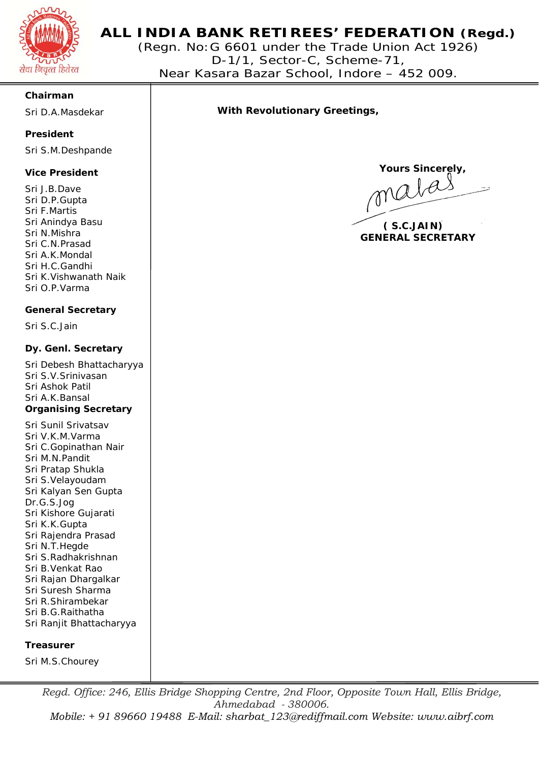# ALL INDIA BANK RETIREES' FEDERATION (Regd.)

(Regn. No:G 6601 under the Trade Union Act 1926)
D-1/1, Sector-C, Scheme-71,
Near Kasara Bazar School, Indore – 452 009.

**Chairman**

Sri D.A.Masdekar

**President**

Sri S.M.Deshpande

**Vice President**

Sri J.B.Dave
Sri D.P.Gupta
Sri F.Martis
Sri Anindya Basu
Sri N.Mishra
Sri C.N.Prasad
Sri A.K.Mondal
Sri H.C.Gandhi
Sri K.Vishwanath Naik
Sri O.P.Varma

**General Secretary**

Sri S.C.Jain

**Dy. Genl. Secretary**

Sri Debesh Bhattacharyya
Sri S.V.Srinivasan
Sri Ashok Patil
Sri A.K.Bansal

**Organising Secretary**

Sri Sunil Srivatsav
Sri V.K.M.Varma
Sri C.Gopinathan Nair
Sri M.N.Pandit
Sri Pratap Shukla
Sri S.Velayoudam
Sri Kalyan Sen Gupta
Dr.G.S.Jog
Sri Kishore Gujarati
Sri K.K.Gupta
Sri Rajendra Prasad
Sri N.T.Hegde
Sri S.Radhakrishnan
Sri B.Venkat Rao
Sri Rajan Dhargalkar
Sri Suresh Sharma
Sri R.Shirambekar
Sri B.G.Raithatha
Sri Ranjit Bhattacharyya

**Treasurer**

Sri M.S.Chourey

**With Revolutionary Greetings,**

**Yours Sincerely,**

**( S.C.JAIN)**
**GENERAL SECRETARY**

*Regd. Office: 246, Ellis Bridge Shopping Centre, 2nd Floor, Opposite Town Hall, Ellis Bridge, Ahmedabad - 380006.*
*Mobile: + 91 89660 19488 E-Mail: sharbat_123@rediffmail.com Website: www.aibrf.com*